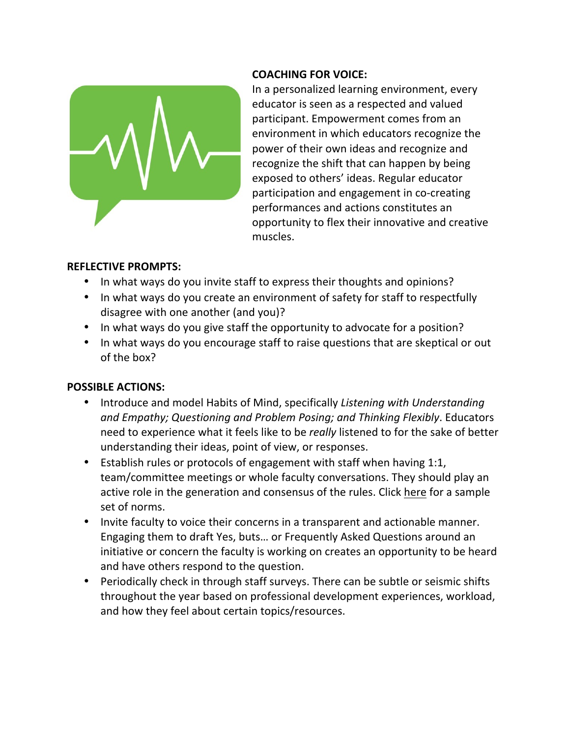**COACHING FOR VOICE:**

In a personalized learning environment, every educator is seen as a respected and valued participant. Empowerment comes from an environment in which educators recognize the power of their own ideas and recognize and recognize the shift that can happen by being exposed to others' ideas. Regular educator participation and engagement in co-creating performances and actions constitutes an opportunity to flex their innovative and creative muscles.

**REFLECTIVE PROMPTS:**

- In what ways do you invite staff to express their thoughts and opinions?
- In what ways do you create an environment of safety for staff to respectfully disagree with one another (and you)?
- In what ways do you give staff the opportunity to advocate for a position?
- In what ways do you encourage staff to raise questions that are skeptical or out of the box?

**POSSIBLE ACTIONS:**

- Introduce and model Habits of Mind, specifically *Listening with Understanding and Empathy; Questioning and Problem Posing; and Thinking Flexibly*. Educators need to experience what it feels like to be *really* listened to for the sake of better understanding their ideas, point of view, or responses.
- Establish rules or protocols of engagement with staff when having 1:1, team/committee meetings or whole faculty conversations. They should play an active role in the generation and consensus of the rules. Click here for a sample set of norms.
- Invite faculty to voice their concerns in a transparent and actionable manner. Engaging them to draft Yes, buts… or Frequently Asked Questions around an initiative or concern the faculty is working on creates an opportunity to be heard and have others respond to the question.
- Periodically check in through staff surveys. There can be subtle or seismic shifts throughout the year based on professional development experiences, workload, and how they feel about certain topics/resources.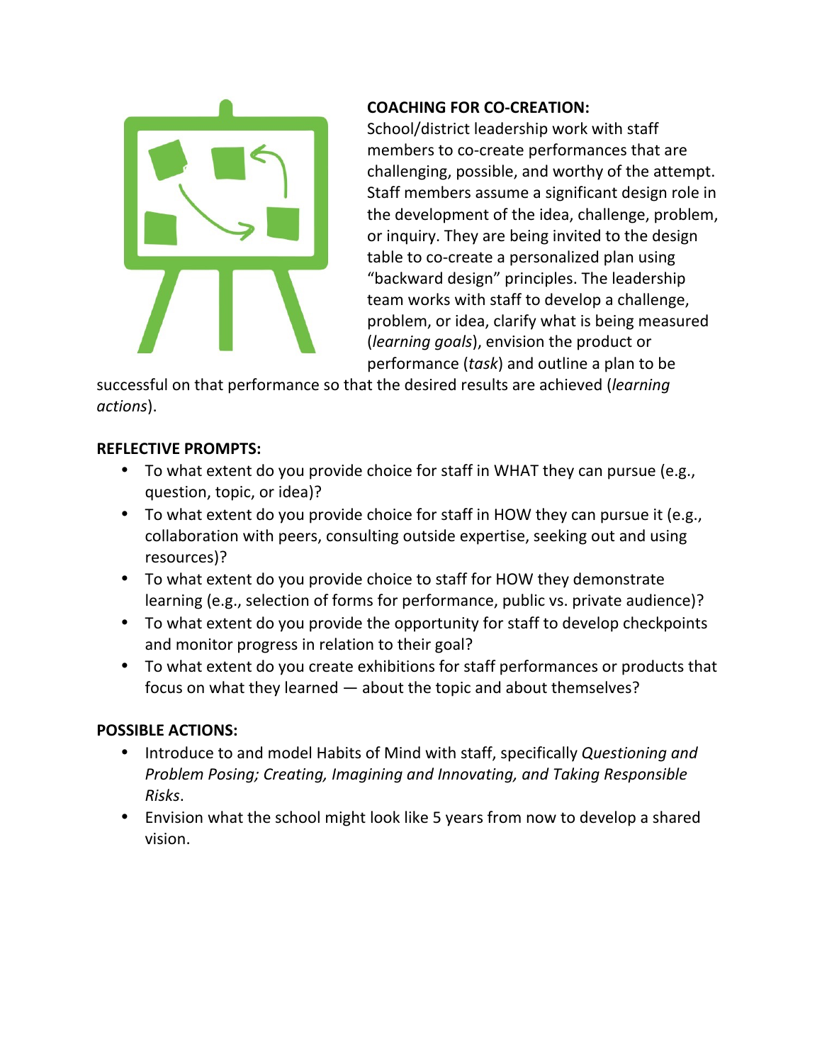**COACHING FOR CO-CREATION:**

School/district leadership work with staff members to co-create performances that are challenging, possible, and worthy of the attempt. Staff members assume a significant design role in the development of the idea, challenge, problem, or inquiry. They are being invited to the design table to co-create a personalized plan using "backward design" principles. The leadership team works with staff to develop a challenge, problem, or idea, clarify what is being measured (*learning goals*), envision the product or performance (*task*) and outline a plan to be successful on that performance so that the desired results are achieved (*learning actions*).

**REFLECTIVE PROMPTS:**

- To what extent do you provide choice for staff in WHAT they can pursue (e.g., question, topic, or idea)?
- To what extent do you provide choice for staff in HOW they can pursue it (e.g., collaboration with peers, consulting outside expertise, seeking out and using resources)?
- To what extent do you provide choice to staff for HOW they demonstrate learning (e.g., selection of forms for performance, public vs. private audience)?
- To what extent do you provide the opportunity for staff to develop checkpoints and monitor progress in relation to their goal?
- To what extent do you create exhibitions for staff performances or products that focus on what they learned — about the topic and about themselves?

**POSSIBLE ACTIONS:**

- Introduce to and model Habits of Mind with staff, specifically *Questioning and Problem Posing; Creating, Imagining and Innovating, and Taking Responsible Risks*.
- Envision what the school might look like 5 years from now to develop a shared vision.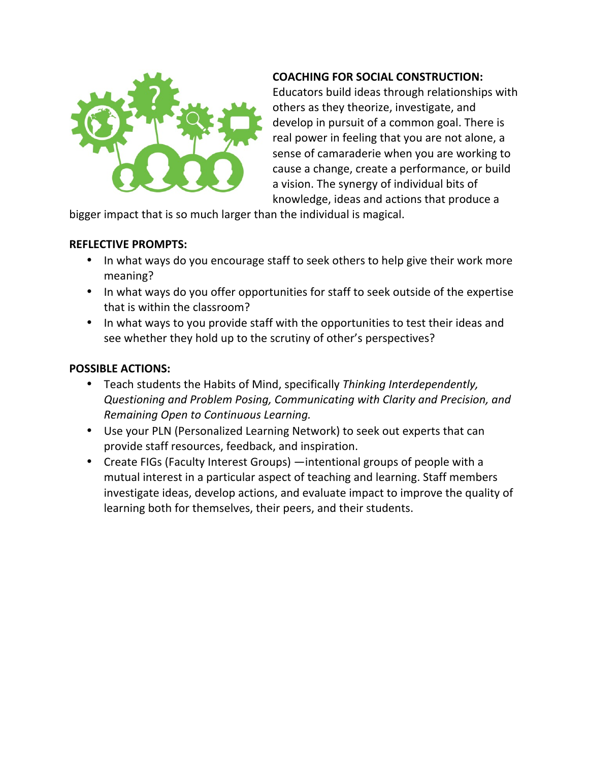**COACHING FOR SOCIAL CONSTRUCTION:**
Educators build ideas through relationships with others as they theorize, investigate, and develop in pursuit of a common goal. There is real power in feeling that you are not alone, a sense of camaraderie when you are working to cause a change, create a performance, or build a vision. The synergy of individual bits of knowledge, ideas and actions that produce a bigger impact that is so much larger than the individual is magical.

**REFLECTIVE PROMPTS:**

- In what ways do you encourage staff to seek others to help give their work more meaning?
- In what ways do you offer opportunities for staff to seek outside of the expertise that is within the classroom?
- In what ways to you provide staff with the opportunities to test their ideas and see whether they hold up to the scrutiny of other's perspectives?

**POSSIBLE ACTIONS:**

- Teach students the Habits of Mind, specifically *Thinking Interdependently, Questioning and Problem Posing, Communicating with Clarity and Precision, and Remaining Open to Continuous Learning.*
- Use your PLN (Personalized Learning Network) to seek out experts that can provide staff resources, feedback, and inspiration.
- Create FIGs (Faculty Interest Groups) —intentional groups of people with a mutual interest in a particular aspect of teaching and learning. Staff members investigate ideas, develop actions, and evaluate impact to improve the quality of learning both for themselves, their peers, and their students.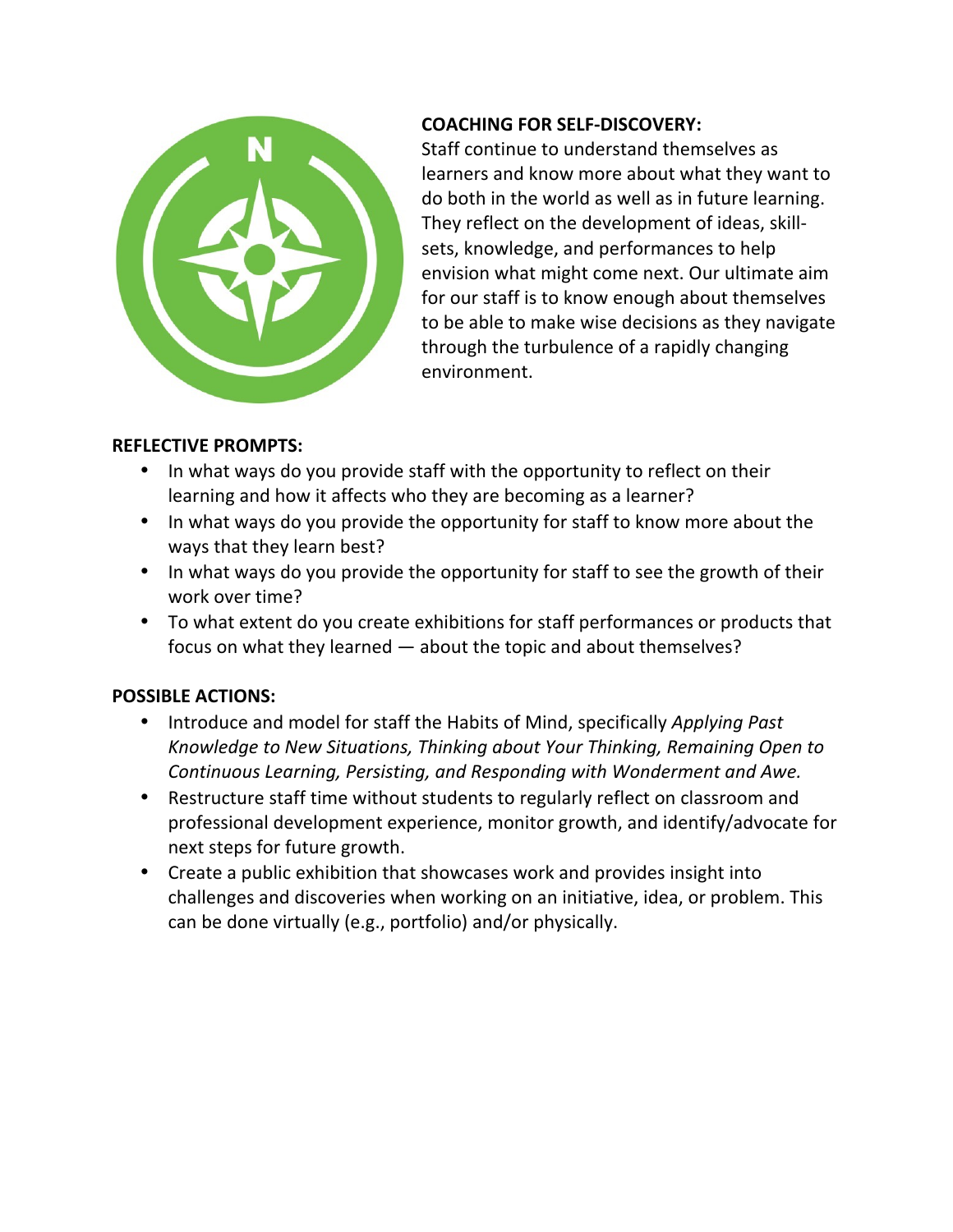**COACHING FOR SELF-DISCOVERY:**

Staff continue to understand themselves as learners and know more about what they want to do both in the world as well as in future learning. They reflect on the development of ideas, skill-sets, knowledge, and performances to help envision what might come next. Our ultimate aim for our staff is to know enough about themselves to be able to make wise decisions as they navigate through the turbulence of a rapidly changing environment.

**REFLECTIVE PROMPTS:**

- In what ways do you provide staff with the opportunity to reflect on their learning and how it affects who they are becoming as a learner?
- In what ways do you provide the opportunity for staff to know more about the ways that they learn best?
- In what ways do you provide the opportunity for staff to see the growth of their work over time?
- To what extent do you create exhibitions for staff performances or products that focus on what they learned — about the topic and about themselves?

**POSSIBLE ACTIONS:**

- Introduce and model for staff the Habits of Mind, specifically *Applying Past Knowledge to New Situations, Thinking about Your Thinking, Remaining Open to Continuous Learning, Persisting, and Responding with Wonderment and Awe.*
- Restructure staff time without students to regularly reflect on classroom and professional development experience, monitor growth, and identify/advocate for next steps for future growth.
- Create a public exhibition that showcases work and provides insight into challenges and discoveries when working on an initiative, idea, or problem. This can be done virtually (e.g., portfolio) and/or physically.